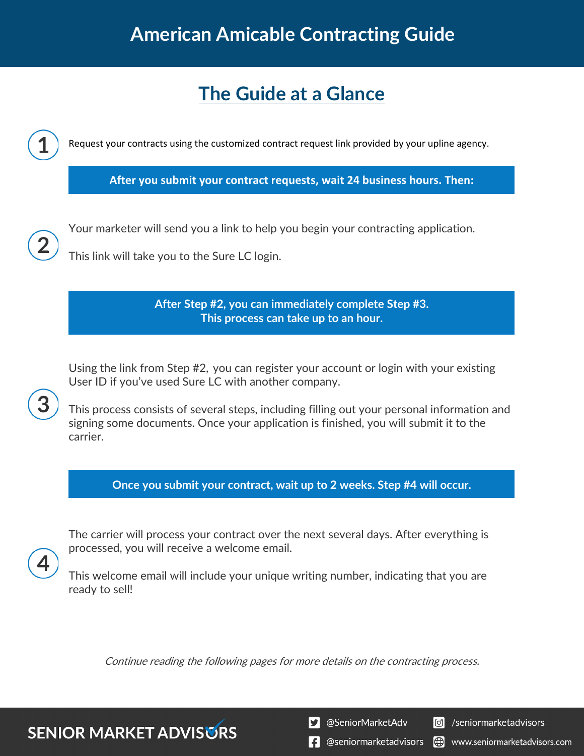# American Amicable Contracting Guide

## The Guide at a Glance

**1** Request your contracts using the customized contract request link provided by your upline agency.

**After you submit your contract requests, wait 24 business hours. Then:**

**2** Your marketer will send you a link to help you begin your contracting application.

This link will take you to the Sure LC login.

**After Step #2, you can immediately complete Step #3.**
**This process can take up to an hour.**

**3** Using the link from Step #2, you can register your account or login with your existing User ID if you've used Sure LC with another company.

This process consists of several steps, including filling out your personal information and signing some documents. Once your application is finished, you will submit it to the carrier.

**Once you submit your contract, wait up to 2 weeks. Step #4 will occur.**

**4** The carrier will process your contract over the next several days. After everything is processed, you will receive a welcome email.

This welcome email will include your unique writing number, indicating that you are ready to sell!

*Continue reading the following pages for more details on the contracting process.*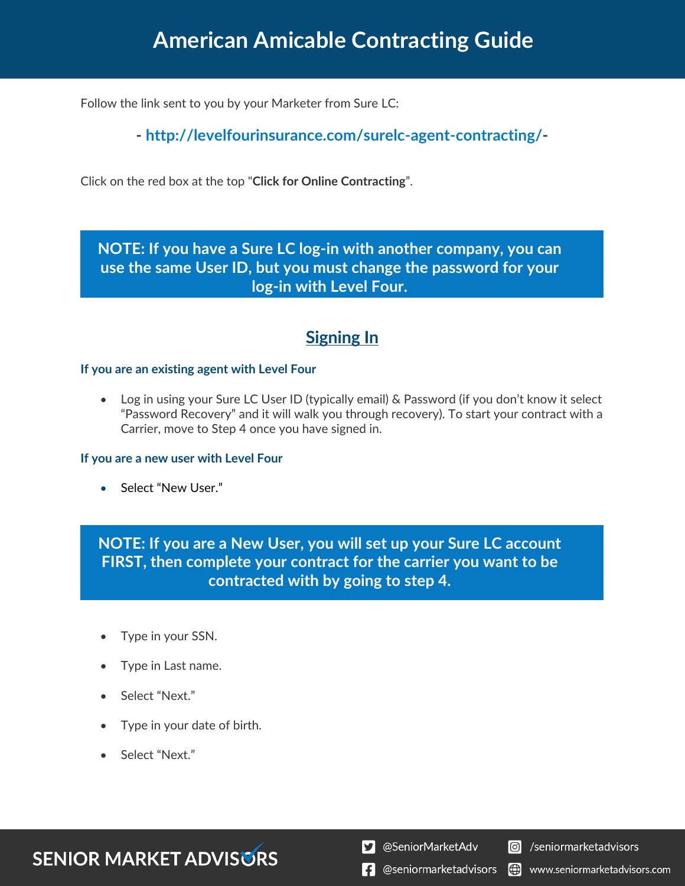# American Amicable Contracting Guide

Follow the link sent to you by your Marketer from Sure LC:

**- http://levelfourinsurance.com/surelc-agent-contracting/-**

Click on the red box at the top "**Click for Online Contracting**".

> **NOTE: If you have a Sure LC log-in with another company, you can use the same User ID, but you must change the password for your log-in with Level Four.**

## Signing In

### If you are an existing agent with Level Four

- Log in using your Sure LC User ID (typically email) & Password (if you don't know it select "Password Recovery" and it will walk you through recovery). To start your contract with a Carrier, move to Step 4 once you have signed in.

### If you are a new user with Level Four

- Select "New User."

> **NOTE: If you are a New User, you will set up your Sure LC account FIRST, then complete your contract for the carrier you want to be contracted with by going to step 4.**

- Type in your SSN.
- Type in Last name.
- Select "Next."
- Type in your date of birth.
- Select "Next."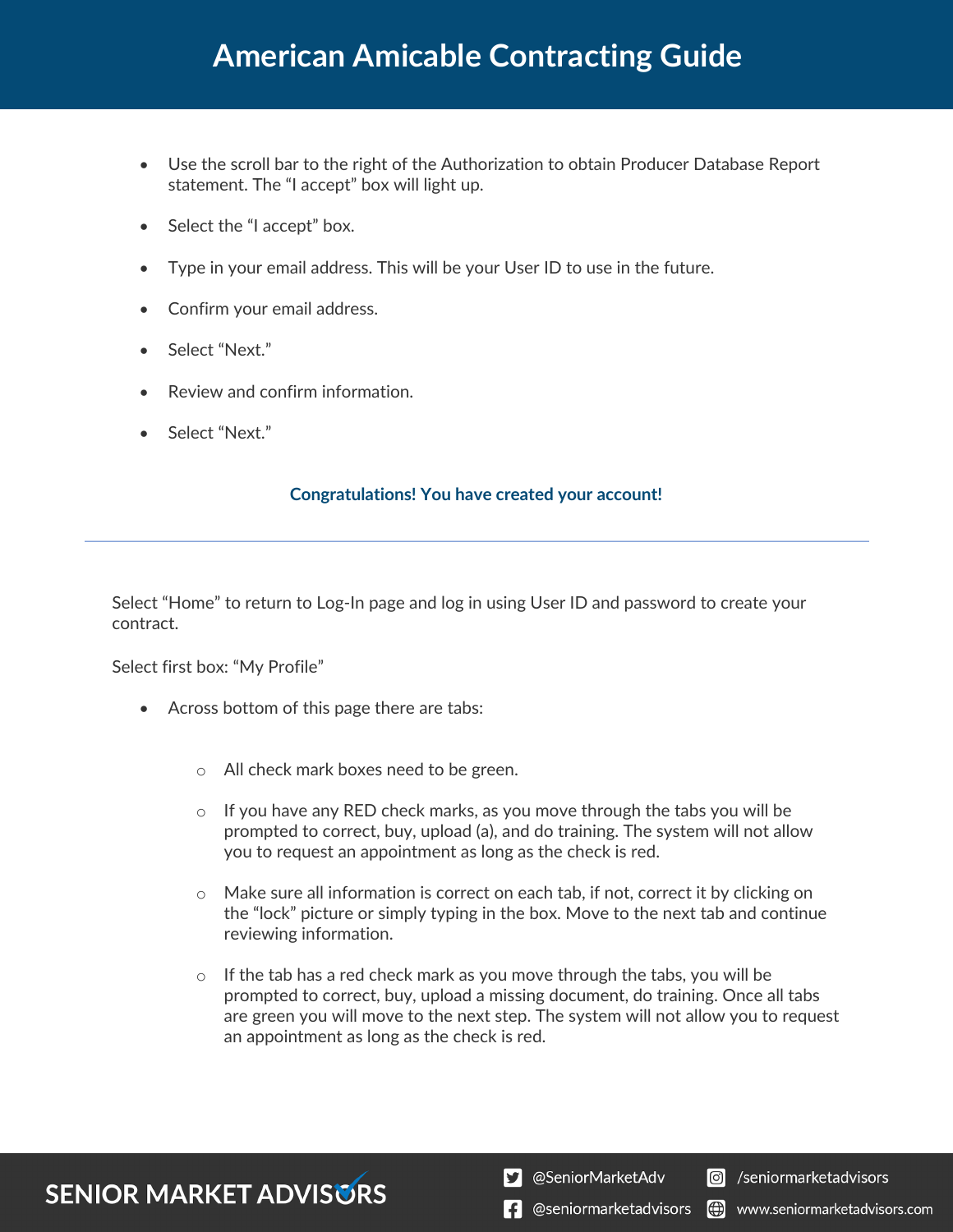- Use the scroll bar to the right of the Authorization to obtain Producer Database Report statement. The "I accept" box will light up.
- Select the "I accept" box.
- Type in your email address. This will be your User ID to use in the future.
- Confirm your email address.
- Select "Next."
- Review and confirm information.
- Select "Next."

**Congratulations! You have created your account!**

---

Select "Home" to return to Log-In page and log in using User ID and password to create your contract.

Select first box: "My Profile"

- Across bottom of this page there are tabs:
    - All check mark boxes need to be green.
    - If you have any RED check marks, as you move through the tabs you will be prompted to correct, buy, upload (a), and do training. The system will not allow you to request an appointment as long as the check is red.
    - Make sure all information is correct on each tab, if not, correct it by clicking on the "lock" picture or simply typing in the box. Move to the next tab and continue reviewing information.
    - If the tab has a red check mark as you move through the tabs, you will be prompted to correct, buy, upload a missing document, do training. Once all tabs are green you will move to the next step. The system will not allow you to request an appointment as long as the check is red.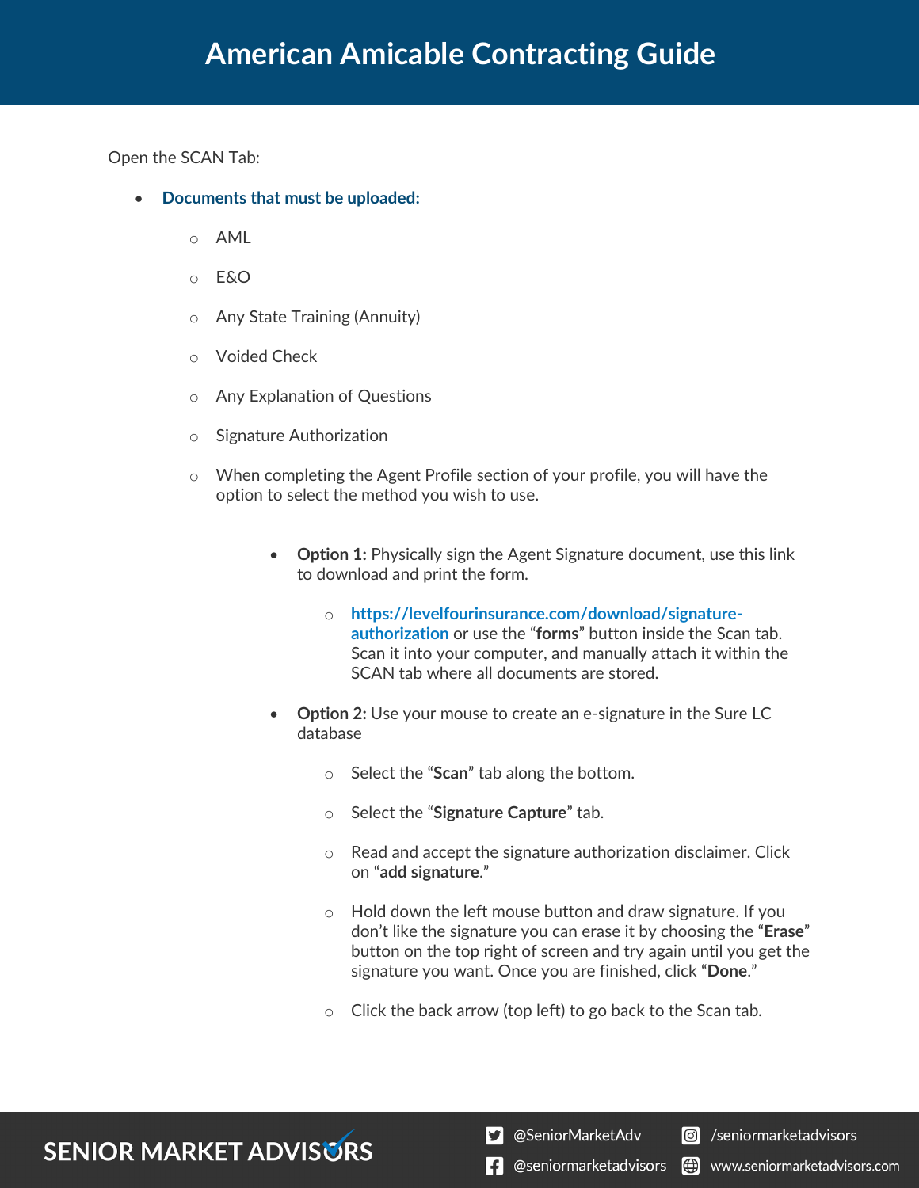# American Amicable Contracting Guide

Open the SCAN Tab:

- **Documents that must be uploaded:**
  - AML
  - E&O
  - Any State Training (Annuity)
  - Voided Check
  - Any Explanation of Questions
  - Signature Authorization
  - When completing the Agent Profile section of your profile, you will have the option to select the method you wish to use.
    - **Option 1:** Physically sign the Agent Signature document, use this link to download and print the form.
      - **https://levelfourinsurance.com/download/signature-authorization** or use the "**forms**" button inside the Scan tab. Scan it into your computer, and manually attach it within the SCAN tab where all documents are stored.
    - **Option 2:** Use your mouse to create an e-signature in the Sure LC database
      - Select the "**Scan**" tab along the bottom.
      - Select the "**Signature Capture**" tab.
      - Read and accept the signature authorization disclaimer. Click on "**add signature**."
      - Hold down the left mouse button and draw signature. If you don't like the signature you can erase it by choosing the "**Erase**" button on the top right of screen and try again until you get the signature you want. Once you are finished, click "**Done**."
      - Click the back arrow (top left) to go back to the Scan tab.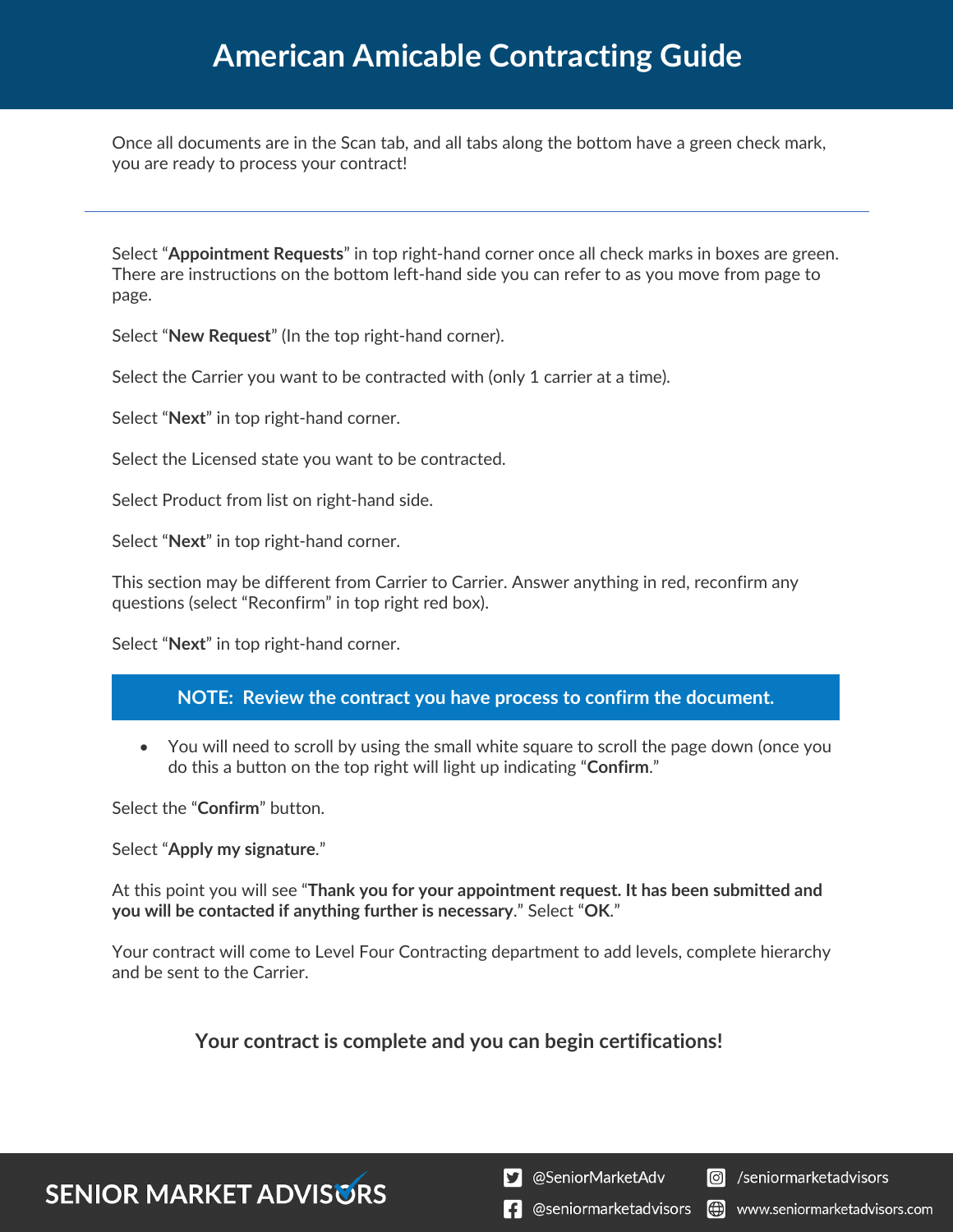# American Amicable Contracting Guide

Once all documents are in the Scan tab, and all tabs along the bottom have a green check mark, you are ready to process your contract!

---

Select "**Appointment Requests**" in top right-hand corner once all check marks in boxes are green. There are instructions on the bottom left-hand side you can refer to as you move from page to page.

Select "**New Request**" (In the top right-hand corner).

Select the Carrier you want to be contracted with (only 1 carrier at a time).

Select "**Next**" in top right-hand corner.

Select the Licensed state you want to be contracted.

Select Product from list on right-hand side.

Select "**Next**" in top right-hand corner.

This section may be different from Carrier to Carrier. Answer anything in red, reconfirm any questions (select "Reconfirm" in top right red box).

Select "**Next**" in top right-hand corner.

**NOTE: Review the contract you have process to confirm the document.**

- You will need to scroll by using the small white square to scroll the page down (once you do this a button on the top right will light up indicating "**Confirm**."

Select the "**Confirm**" button.

Select "**Apply my signature**."

At this point you will see "**Thank you for your appointment request. It has been submitted and you will be contacted if anything further is necessary**." Select "**OK**."

Your contract will come to Level Four Contracting department to add levels, complete hierarchy and be sent to the Carrier.

**Your contract is complete and you can begin certifications!**

SENIOR MARKET ADVISORS

@SeniorMarketAdv

/seniormarketadvisors

@seniormarketadvisors

www.seniormarketadvisors.com